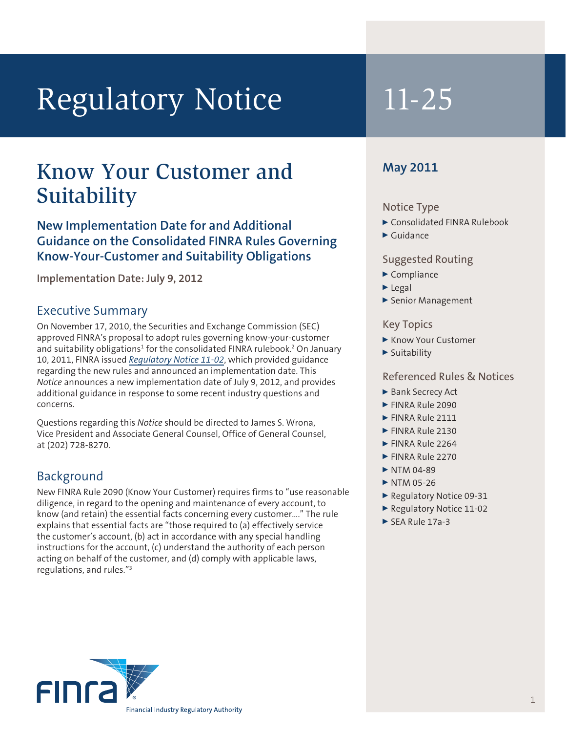# Regulatory Notice 11-25

## Know Your Customer and Suitability

### New Implementation Date for and Additional Guidance on the Consolidated FINRA Rules Governing Know-Your-Customer and Suitability Obligations

**Implementation Date: July 9, 2012**

**May 2011**

**Notice Type**

- Consolidated FINRA Rulebook
- Guidance

**Suggested Routing**

- Compliance
- Legal
- Senior Management

**Key Topics**

- Know Your Customer
- Suitability

**Referenced Rules & Notices**

- Bank Secrecy Act
- FINRA Rule 2090
- FINRA Rule 2111
- FINRA Rule 2130
- FINRA Rule 2264
- FINRA Rule 2270
- NTM 04-89
- NTM 05-26
- Regulatory Notice 09-31
- Regulatory Notice 11-02
- SEA Rule 17a-3

## Executive Summary

On November 17, 2010, the Securities and Exchange Commission (SEC) approved FINRA's proposal to adopt rules governing know-your-customer and suitability obligations[1] for the consolidated FINRA rulebook.[2] On January 10, 2011, FINRA issued *Regulatory Notice 11-02*, which provided guidance regarding the new rules and announced an implementation date. This *Notice* announces a new implementation date of July 9, 2012, and provides additional guidance in response to some recent industry questions and concerns.

Questions regarding this *Notice* should be directed to James S. Wrona, Vice President and Associate General Counsel, Office of General Counsel, at (202) 728-8270.

## Background

New FINRA Rule 2090 (Know Your Customer) requires firms to "use reasonable diligence, in regard to the opening and maintenance of every account, to know (and retain) the essential facts concerning every customer…." The rule explains that essential facts are "those required to (a) effectively service the customer's account, (b) act in accordance with any special handling instructions for the account, (c) understand the authority of each person acting on behalf of the customer, and (d) comply with applicable laws, regulations, and rules."[3]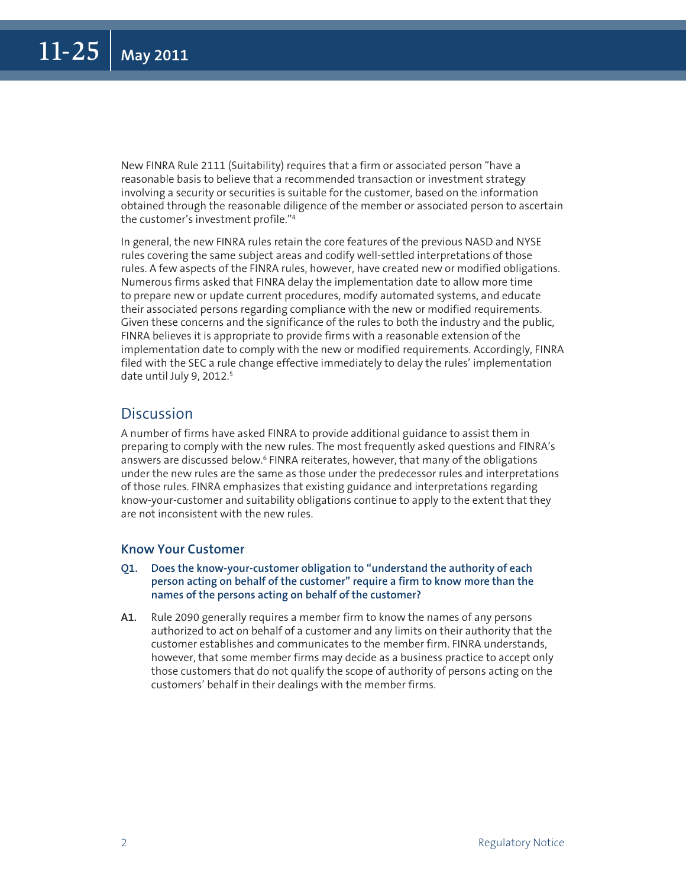New FINRA Rule 2111 (Suitability) requires that a firm or associated person "have a reasonable basis to believe that a recommended transaction or investment strategy involving a security or securities is suitable for the customer, based on the information obtained through the reasonable diligence of the member or associated person to ascertain the customer's investment profile."[4]

In general, the new FINRA rules retain the core features of the previous NASD and NYSE rules covering the same subject areas and codify well-settled interpretations of those rules. A few aspects of the FINRA rules, however, have created new or modified obligations. Numerous firms asked that FINRA delay the implementation date to allow more time to prepare new or update current procedures, modify automated systems, and educate their associated persons regarding compliance with the new or modified requirements. Given these concerns and the significance of the rules to both the industry and the public, FINRA believes it is appropriate to provide firms with a reasonable extension of the implementation date to comply with the new or modified requirements. Accordingly, FINRA filed with the SEC a rule change effective immediately to delay the rules' implementation date until July 9, 2012.[5]

## Discussion

A number of firms have asked FINRA to provide additional guidance to assist them in preparing to comply with the new rules. The most frequently asked questions and FINRA's answers are discussed below.[6] FINRA reiterates, however, that many of the obligations under the new rules are the same as those under the predecessor rules and interpretations of those rules. FINRA emphasizes that existing guidance and interpretations regarding know-your-customer and suitability obligations continue to apply to the extent that they are not inconsistent with the new rules.

### Know Your Customer

**Q1. Does the know-your-customer obligation to "understand the authority of each person acting on behalf of the customer" require a firm to know more than the names of the persons acting on behalf of the customer?**

**A1.** Rule 2090 generally requires a member firm to know the names of any persons authorized to act on behalf of a customer and any limits on their authority that the customer establishes and communicates to the member firm. FINRA understands, however, that some member firms may decide as a business practice to accept only those customers that do not qualify the scope of authority of persons acting on the customers' behalf in their dealings with the member firms.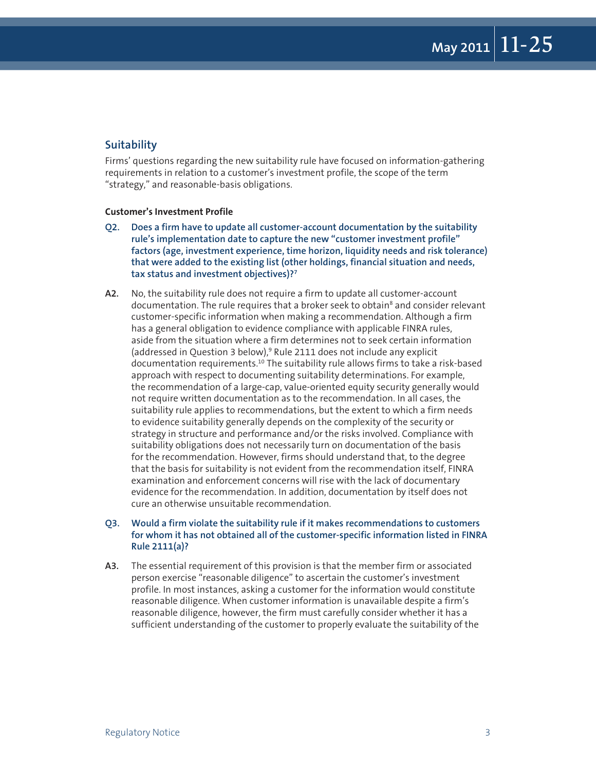## Suitability

Firms' questions regarding the new suitability rule have focused on information-gathering requirements in relation to a customer's investment profile, the scope of the term "strategy," and reasonable-basis obligations.

### Customer's Investment Profile

**Q2. Does a firm have to update all customer-account documentation by the suitability rule's implementation date to capture the new "customer investment profile" factors (age, investment experience, time horizon, liquidity needs and risk tolerance) that were added to the existing list (other holdings, financial situation and needs, tax status and investment objectives)?[7]**

**A2.** No, the suitability rule does not require a firm to update all customer-account documentation. The rule requires that a broker seek to obtain[8] and consider relevant customer-specific information when making a recommendation. Although a firm has a general obligation to evidence compliance with applicable FINRA rules, aside from the situation where a firm determines not to seek certain information (addressed in Question 3 below),[9] Rule 2111 does not include any explicit documentation requirements.[10] The suitability rule allows firms to take a risk-based approach with respect to documenting suitability determinations. For example, the recommendation of a large-cap, value-oriented equity security generally would not require written documentation as to the recommendation. In all cases, the suitability rule applies to recommendations, but the extent to which a firm needs to evidence suitability generally depends on the complexity of the security or strategy in structure and performance and/or the risks involved. Compliance with suitability obligations does not necessarily turn on documentation of the basis for the recommendation. However, firms should understand that, to the degree that the basis for suitability is not evident from the recommendation itself, FINRA examination and enforcement concerns will rise with the lack of documentary evidence for the recommendation. In addition, documentation by itself does not cure an otherwise unsuitable recommendation.

**Q3. Would a firm violate the suitability rule if it makes recommendations to customers for whom it has not obtained all of the customer-specific information listed in FINRA Rule 2111(a)?**

**A3.** The essential requirement of this provision is that the member firm or associated person exercise "reasonable diligence" to ascertain the customer's investment profile. In most instances, asking a customer for the information would constitute reasonable diligence. When customer information is unavailable despite a firm's reasonable diligence, however, the firm must carefully consider whether it has a sufficient understanding of the customer to properly evaluate the suitability of the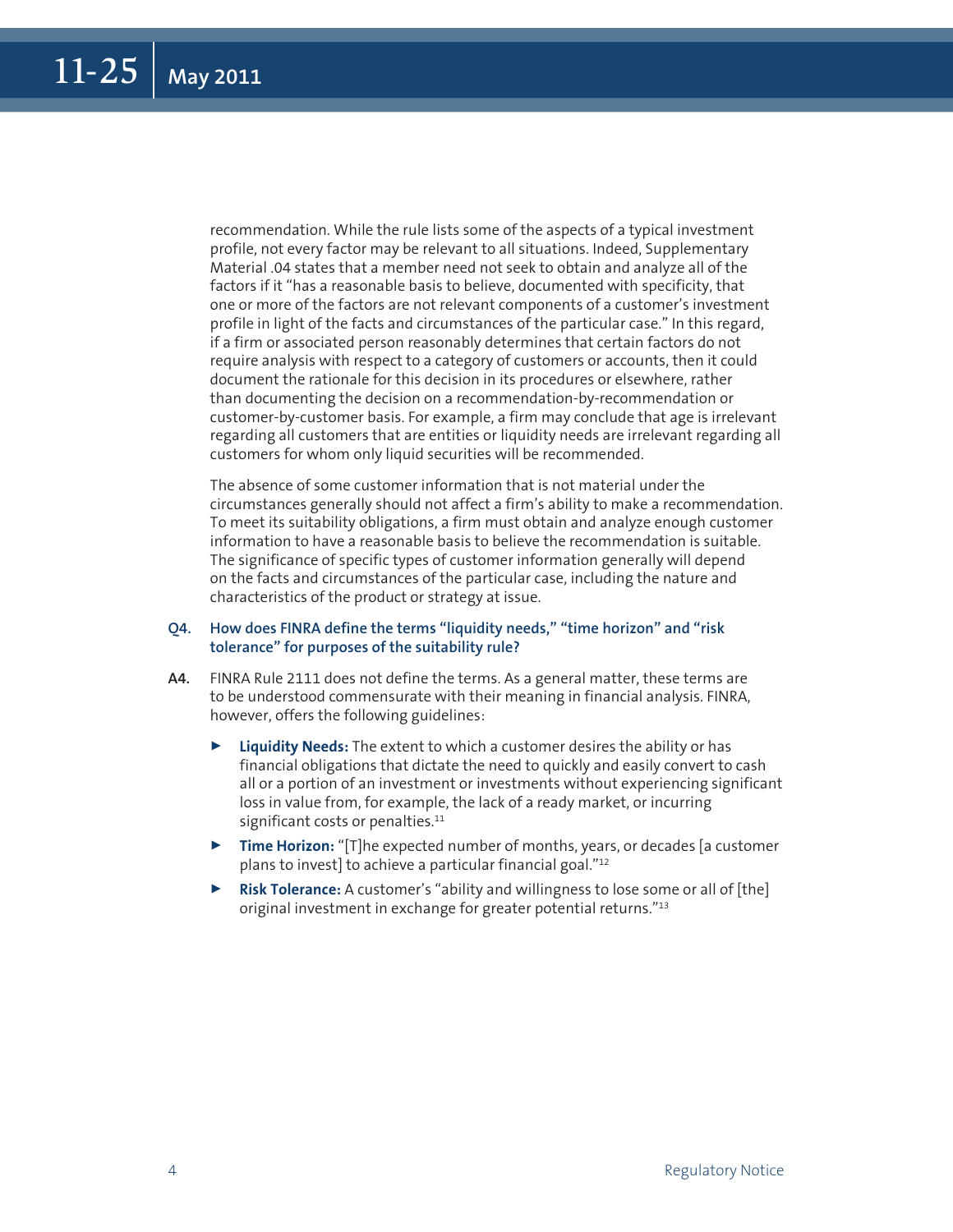recommendation. While the rule lists some of the aspects of a typical investment profile, not every factor may be relevant to all situations. Indeed, Supplementary Material .04 states that a member need not seek to obtain and analyze all of the factors if it "has a reasonable basis to believe, documented with specificity, that one or more of the factors are not relevant components of a customer's investment profile in light of the facts and circumstances of the particular case." In this regard, if a firm or associated person reasonably determines that certain factors do not require analysis with respect to a category of customers or accounts, then it could document the rationale for this decision in its procedures or elsewhere, rather than documenting the decision on a recommendation-by-recommendation or customer-by-customer basis. For example, a firm may conclude that age is irrelevant regarding all customers that are entities or liquidity needs are irrelevant regarding all customers for whom only liquid securities will be recommended.

The absence of some customer information that is not material under the circumstances generally should not affect a firm's ability to make a recommendation. To meet its suitability obligations, a firm must obtain and analyze enough customer information to have a reasonable basis to believe the recommendation is suitable. The significance of specific types of customer information generally will depend on the facts and circumstances of the particular case, including the nature and characteristics of the product or strategy at issue.

**Q4. How does FINRA define the terms "liquidity needs," "time horizon" and "risk tolerance" for purposes of the suitability rule?**

**A4.** FINRA Rule 2111 does not define the terms. As a general matter, these terms are to be understood commensurate with their meaning in financial analysis. FINRA, however, offers the following guidelines:

- **Liquidity Needs:** The extent to which a customer desires the ability or has financial obligations that dictate the need to quickly and easily convert to cash all or a portion of an investment or investments without experiencing significant loss in value from, for example, the lack of a ready market, or incurring significant costs or penalties.[11]
- **Time Horizon:** "[T]he expected number of months, years, or decades [a customer plans to invest] to achieve a particular financial goal."[12]
- **Risk Tolerance:** A customer's "ability and willingness to lose some or all of [the] original investment in exchange for greater potential returns."[13]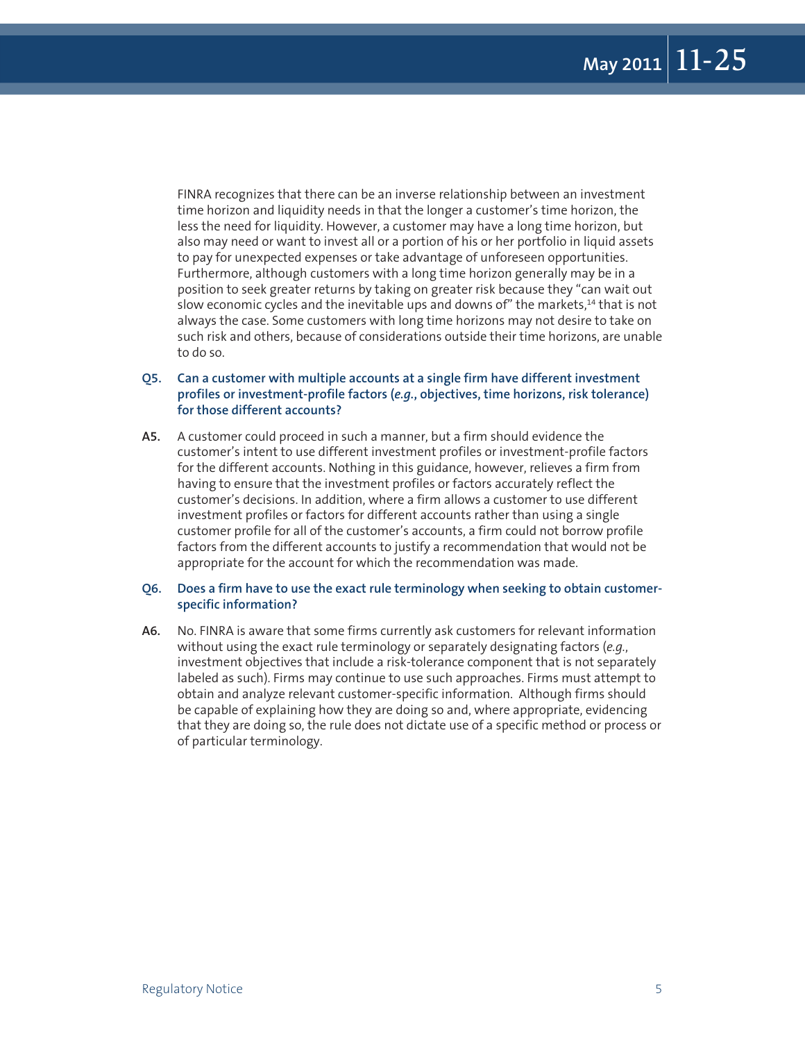FINRA recognizes that there can be an inverse relationship between an investment time horizon and liquidity needs in that the longer a customer's time horizon, the less the need for liquidity. However, a customer may have a long time horizon, but also may need or want to invest all or a portion of his or her portfolio in liquid assets to pay for unexpected expenses or take advantage of unforeseen opportunities. Furthermore, although customers with a long time horizon generally may be in a position to seek greater returns by taking on greater risk because they "can wait out slow economic cycles and the inevitable ups and downs of" the markets,[14] that is not always the case. Some customers with long time horizons may not desire to take on such risk and others, because of considerations outside their time horizons, are unable to do so.

**Q5. Can a customer with multiple accounts at a single firm have different investment profiles or investment-profile factors (*e.g.*, objectives, time horizons, risk tolerance) for those different accounts?**

**A5.** A customer could proceed in such a manner, but a firm should evidence the customer's intent to use different investment profiles or investment-profile factors for the different accounts. Nothing in this guidance, however, relieves a firm from having to ensure that the investment profiles or factors accurately reflect the customer's decisions. In addition, where a firm allows a customer to use different investment profiles or factors for different accounts rather than using a single customer profile for all of the customer's accounts, a firm could not borrow profile factors from the different accounts to justify a recommendation that would not be appropriate for the account for which the recommendation was made.

**Q6. Does a firm have to use the exact rule terminology when seeking to obtain customer-specific information?**

**A6.** No. FINRA is aware that some firms currently ask customers for relevant information without using the exact rule terminology or separately designating factors (*e.g.*, investment objectives that include a risk-tolerance component that is not separately labeled as such). Firms may continue to use such approaches. Firms must attempt to obtain and analyze relevant customer-specific information. Although firms should be capable of explaining how they are doing so and, where appropriate, evidencing that they are doing so, the rule does not dictate use of a specific method or process or of particular terminology.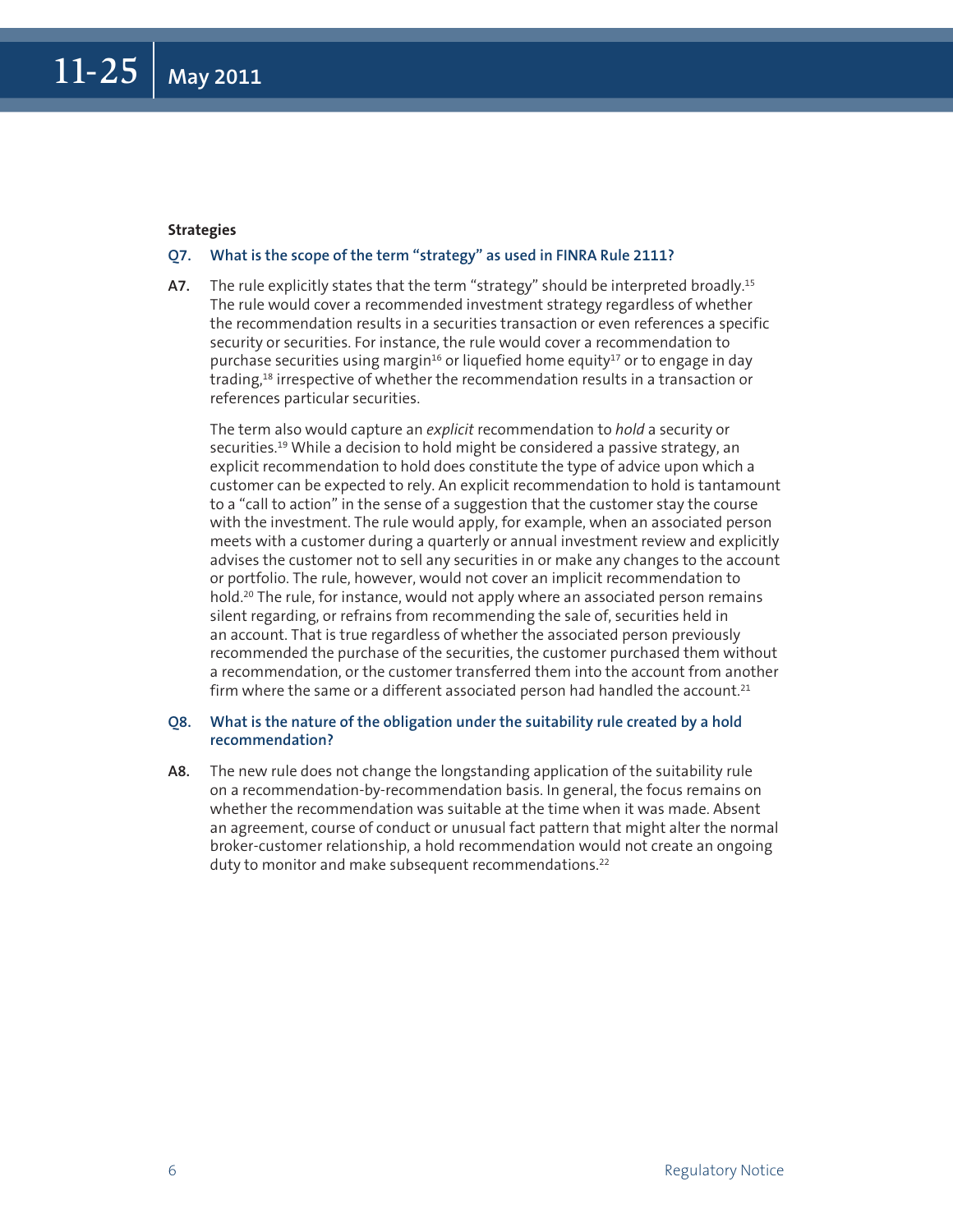**Strategies**

**Q7. What is the scope of the term "strategy" as used in FINRA Rule 2111?**

**A7.** The rule explicitly states that the term "strategy" should be interpreted broadly.[15] The rule would cover a recommended investment strategy regardless of whether the recommendation results in a securities transaction or even references a specific security or securities. For instance, the rule would cover a recommendation to purchase securities using margin[16] or liquefied home equity[17] or to engage in day trading,[18] irrespective of whether the recommendation results in a transaction or references particular securities.

The term also would capture an *explicit* recommendation to *hold* a security or securities.[19] While a decision to hold might be considered a passive strategy, an explicit recommendation to hold does constitute the type of advice upon which a customer can be expected to rely. An explicit recommendation to hold is tantamount to a "call to action" in the sense of a suggestion that the customer stay the course with the investment. The rule would apply, for example, when an associated person meets with a customer during a quarterly or annual investment review and explicitly advises the customer not to sell any securities in or make any changes to the account or portfolio. The rule, however, would not cover an implicit recommendation to hold.[20] The rule, for instance, would not apply where an associated person remains silent regarding, or refrains from recommending the sale of, securities held in an account. That is true regardless of whether the associated person previously recommended the purchase of the securities, the customer purchased them without a recommendation, or the customer transferred them into the account from another firm where the same or a different associated person had handled the account.[21]

**Q8. What is the nature of the obligation under the suitability rule created by a hold recommendation?**

**A8.** The new rule does not change the longstanding application of the suitability rule on a recommendation-by-recommendation basis. In general, the focus remains on whether the recommendation was suitable at the time when it was made. Absent an agreement, course of conduct or unusual fact pattern that might alter the normal broker-customer relationship, a hold recommendation would not create an ongoing duty to monitor and make subsequent recommendations.[22]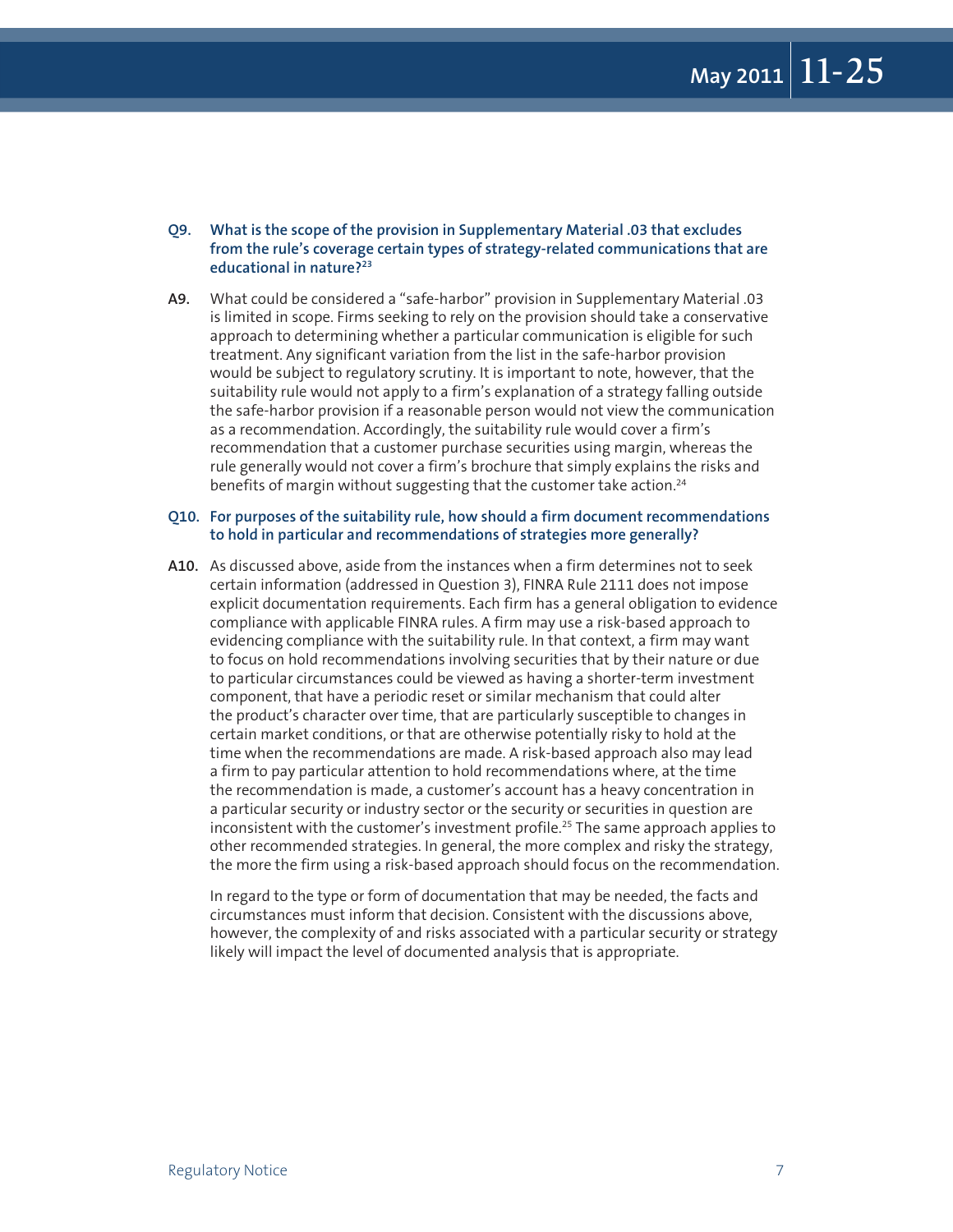**Q9. What is the scope of the provision in Supplementary Material .03 that excludes from the rule's coverage certain types of strategy-related communications that are educational in nature?**[23]

**A9.** What could be considered a "safe-harbor" provision in Supplementary Material .03 is limited in scope. Firms seeking to rely on the provision should take a conservative approach to determining whether a particular communication is eligible for such treatment. Any significant variation from the list in the safe-harbor provision would be subject to regulatory scrutiny. It is important to note, however, that the suitability rule would not apply to a firm's explanation of a strategy falling outside the safe-harbor provision if a reasonable person would not view the communication as a recommendation. Accordingly, the suitability rule would cover a firm's recommendation that a customer purchase securities using margin, whereas the rule generally would not cover a firm's brochure that simply explains the risks and benefits of margin without suggesting that the customer take action.[24]

**Q10. For purposes of the suitability rule, how should a firm document recommendations to hold in particular and recommendations of strategies more generally?**

**A10.** As discussed above, aside from the instances when a firm determines not to seek certain information (addressed in Question 3), FINRA Rule 2111 does not impose explicit documentation requirements. Each firm has a general obligation to evidence compliance with applicable FINRA rules. A firm may use a risk-based approach to evidencing compliance with the suitability rule. In that context, a firm may want to focus on hold recommendations involving securities that by their nature or due to particular circumstances could be viewed as having a shorter-term investment component, that have a periodic reset or similar mechanism that could alter the product's character over time, that are particularly susceptible to changes in certain market conditions, or that are otherwise potentially risky to hold at the time when the recommendations are made. A risk-based approach also may lead a firm to pay particular attention to hold recommendations where, at the time the recommendation is made, a customer's account has a heavy concentration in a particular security or industry sector or the security or securities in question are inconsistent with the customer's investment profile.[25] The same approach applies to other recommended strategies. In general, the more complex and risky the strategy, the more the firm using a risk-based approach should focus on the recommendation.

In regard to the type or form of documentation that may be needed, the facts and circumstances must inform that decision. Consistent with the discussions above, however, the complexity of and risks associated with a particular security or strategy likely will impact the level of documented analysis that is appropriate.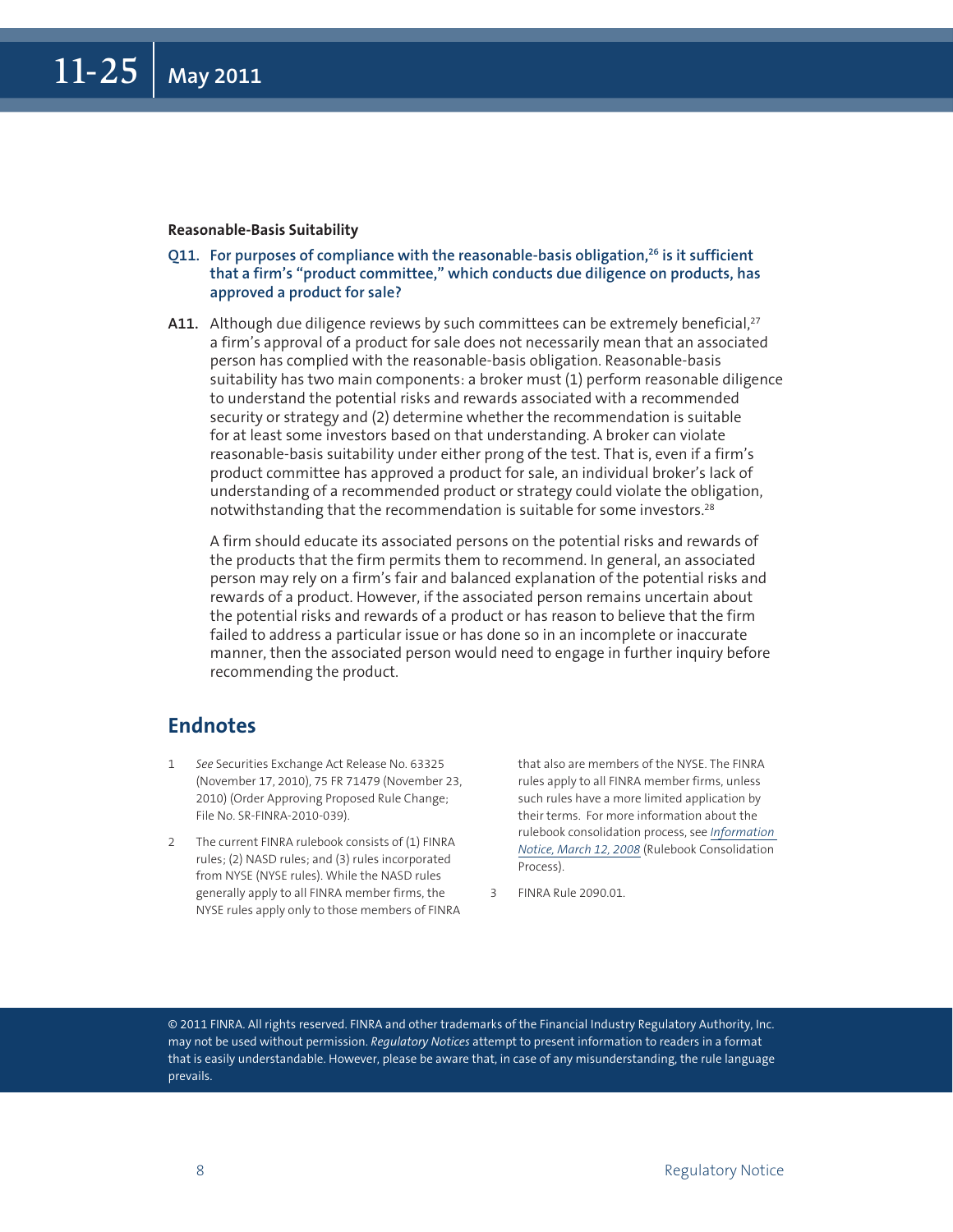### Reasonable-Basis Suitability

**Q11. For purposes of compliance with the reasonable-basis obligation,[26] is it sufficient that a firm's "product committee," which conducts due diligence on products, has approved a product for sale?**

**A11.** Although due diligence reviews by such committees can be extremely beneficial,[27] a firm's approval of a product for sale does not necessarily mean that an associated person has complied with the reasonable-basis obligation. Reasonable-basis suitability has two main components: a broker must (1) perform reasonable diligence to understand the potential risks and rewards associated with a recommended security or strategy and (2) determine whether the recommendation is suitable for at least some investors based on that understanding. A broker can violate reasonable-basis suitability under either prong of the test. That is, even if a firm's product committee has approved a product for sale, an individual broker's lack of understanding of a recommended product or strategy could violate the obligation, notwithstanding that the recommendation is suitable for some investors.[28]

A firm should educate its associated persons on the potential risks and rewards of the products that the firm permits them to recommend. In general, an associated person may rely on a firm's fair and balanced explanation of the potential risks and rewards of a product. However, if the associated person remains uncertain about the potential risks and rewards of a product or has reason to believe that the firm failed to address a particular issue or has done so in an incomplete or inaccurate manner, then the associated person would need to engage in further inquiry before recommending the product.

## Endnotes

1 *See* Securities Exchange Act Release No. 63325 (November 17, 2010), 75 FR 71479 (November 23, 2010) (Order Approving Proposed Rule Change; File No. SR-FINRA-2010-039).

2 The current FINRA rulebook consists of (1) FINRA rules; (2) NASD rules; and (3) rules incorporated from NYSE (NYSE rules). While the NASD rules generally apply to all FINRA member firms, the NYSE rules apply only to those members of FINRA that also are members of the NYSE. The FINRA rules apply to all FINRA member firms, unless such rules have a more limited application by their terms. For more information about the rulebook consolidation process, see *Information Notice, March 12, 2008* (Rulebook Consolidation Process).

3 FINRA Rule 2090.01.

© 2011 FINRA. All rights reserved. FINRA and other trademarks of the Financial Industry Regulatory Authority, Inc. may not be used without permission. *Regulatory Notices* attempt to present information to readers in a format that is easily understandable. However, please be aware that, in case of any misunderstanding, the rule language prevails.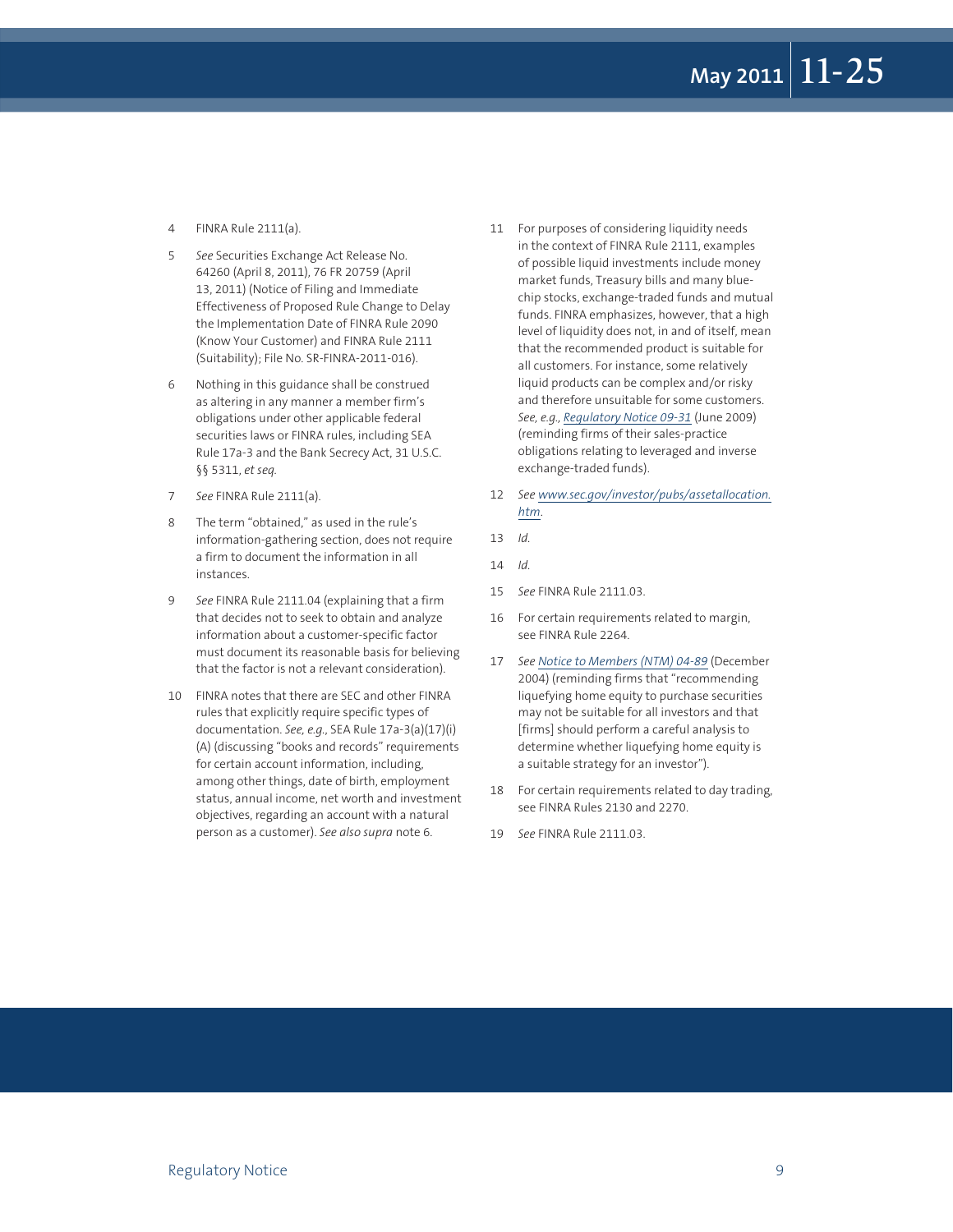4 FINRA Rule 2111(a).

5 *See* Securities Exchange Act Release No. 64260 (April 8, 2011), 76 FR 20759 (April 13, 2011) (Notice of Filing and Immediate Effectiveness of Proposed Rule Change to Delay the Implementation Date of FINRA Rule 2090 (Know Your Customer) and FINRA Rule 2111 (Suitability); File No. SR-FINRA-2011-016).

6 Nothing in this guidance shall be construed as altering in any manner a member firm's obligations under other applicable federal securities laws or FINRA rules, including SEA Rule 17a-3 and the Bank Secrecy Act, 31 U.S.C. §§ 5311, *et seq.*

7 *See* FINRA Rule 2111(a).

8 The term "obtained," as used in the rule's information-gathering section, does not require a firm to document the information in all instances.

9 *See* FINRA Rule 2111.04 (explaining that a firm that decides not to seek to obtain and analyze information about a customer-specific factor must document its reasonable basis for believing that the factor is not a relevant consideration).

10 FINRA notes that there are SEC and other FINRA rules that explicitly require specific types of documentation. *See, e.g.*, SEA Rule 17a-3(a)(17)(i)(A) (discussing "books and records" requirements for certain account information, including, among other things, date of birth, employment status, annual income, net worth and investment objectives, regarding an account with a natural person as a customer). *See also supra* note 6.

11 For purposes of considering liquidity needs in the context of FINRA Rule 2111, examples of possible liquid investments include money market funds, Treasury bills and many blue-chip stocks, exchange-traded funds and mutual funds. FINRA emphasizes, however, that a high level of liquidity does not, in and of itself, mean that the recommended product is suitable for all customers. For instance, some relatively liquid products can be complex and/or risky and therefore unsuitable for some customers. *See, e.g.*, *Regulatory Notice 09-31* (June 2009) (reminding firms of their sales-practice obligations relating to leveraged and inverse exchange-traded funds).

12 *See* www.sec.gov/investor/pubs/assetallocation.htm.

13 *Id.*

14 *Id.*

15 *See* FINRA Rule 2111.03.

16 For certain requirements related to margin, see FINRA Rule 2264.

17 *See* *Notice to Members (NTM) 04-89* (December 2004) (reminding firms that "recommending liquefying home equity to purchase securities may not be suitable for all investors and that [firms] should perform a careful analysis to determine whether liquefying home equity is a suitable strategy for an investor").

18 For certain requirements related to day trading, see FINRA Rules 2130 and 2270.

19 *See* FINRA Rule 2111.03.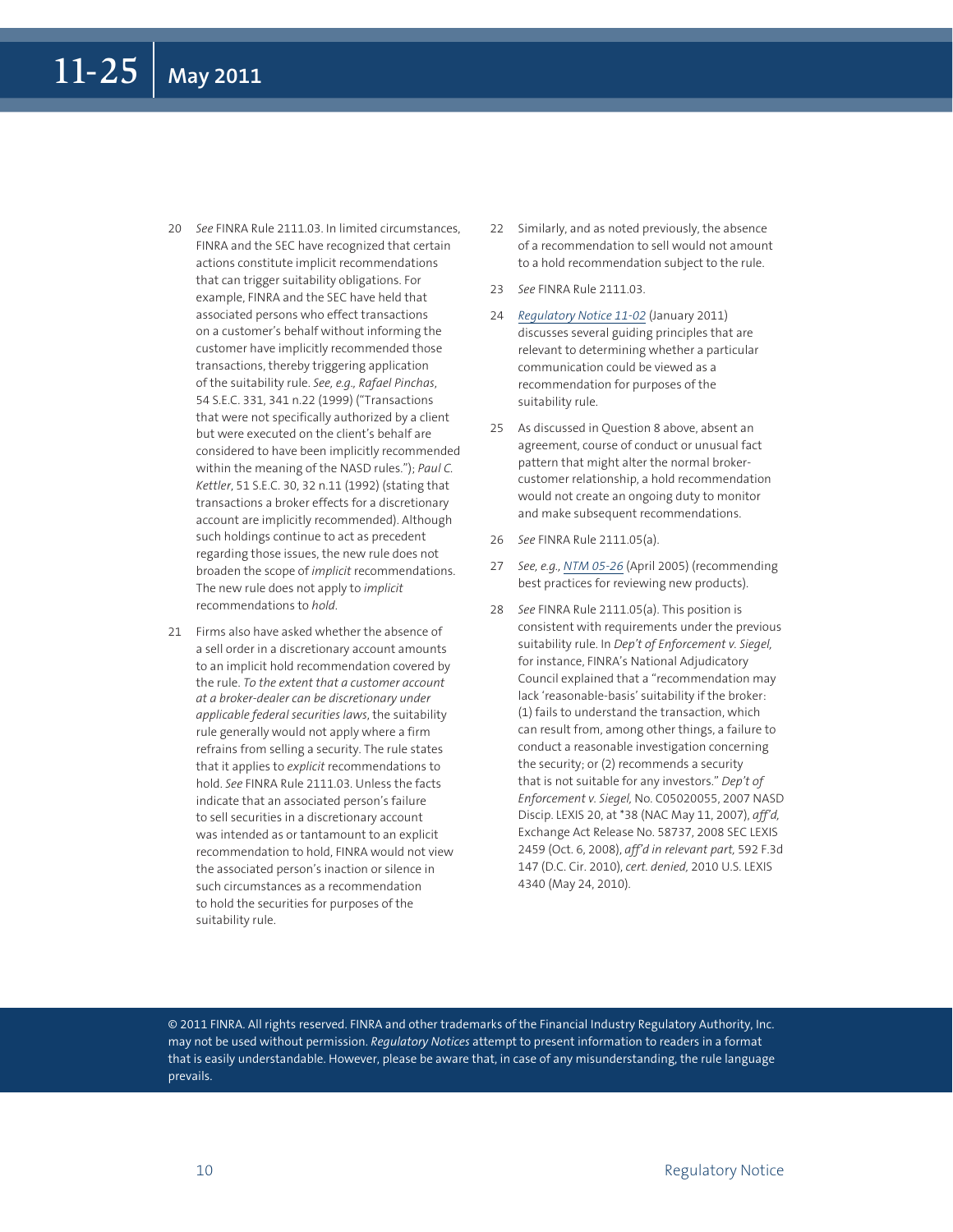20 *See* FINRA Rule 2111.03. In limited circumstances, FINRA and the SEC have recognized that certain actions constitute implicit recommendations that can trigger suitability obligations. For example, FINRA and the SEC have held that associated persons who effect transactions on a customer's behalf without informing the customer have implicitly recommended those transactions, thereby triggering application of the suitability rule. *See, e.g., Rafael Pinchas*, 54 S.E.C. 331, 341 n.22 (1999) ("Transactions that were not specifically authorized by a client but were executed on the client's behalf are considered to have been implicitly recommended within the meaning of the NASD rules."); *Paul C. Kettler*, 51 S.E.C. 30, 32 n.11 (1992) (stating that transactions a broker effects for a discretionary account are implicitly recommended). Although such holdings continue to act as precedent regarding those issues, the new rule does not broaden the scope of *implicit* recommendations. The new rule does not apply to *implicit* recommendations to *hold*.

21 Firms also have asked whether the absence of a sell order in a discretionary account amounts to an implicit hold recommendation covered by the rule. *To the extent that a customer account at a broker-dealer can be discretionary under applicable federal securities laws*, the suitability rule generally would not apply where a firm refrains from selling a security. The rule states that it applies to *explicit* recommendations to hold. *See* FINRA Rule 2111.03. Unless the facts indicate that an associated person's failure to sell securities in a discretionary account was intended as or tantamount to an explicit recommendation to hold, FINRA would not view the associated person's inaction or silence in such circumstances as a recommendation to hold the securities for purposes of the suitability rule.

22 Similarly, and as noted previously, the absence of a recommendation to sell would not amount to a hold recommendation subject to the rule.

23 *See* FINRA Rule 2111.03.

24 *Regulatory Notice 11-02* (January 2011) discusses several guiding principles that are relevant to determining whether a particular communication could be viewed as a recommendation for purposes of the suitability rule.

25 As discussed in Question 8 above, absent an agreement, course of conduct or unusual fact pattern that might alter the normal broker-customer relationship, a hold recommendation would not create an ongoing duty to monitor and make subsequent recommendations.

26 *See* FINRA Rule 2111.05(a).

27 *See, e.g., NTM 05-26* (April 2005) (recommending best practices for reviewing new products).

28 *See* FINRA Rule 2111.05(a). This position is consistent with requirements under the previous suitability rule. In *Dep't of Enforcement v. Siegel*, for instance, FINRA's National Adjudicatory Council explained that a "recommendation may lack 'reasonable-basis' suitability if the broker: (1) fails to understand the transaction, which can result from, among other things, a failure to conduct a reasonable investigation concerning the security; or (2) recommends a security that is not suitable for any investors." *Dep't of Enforcement v. Siegel,* No. C05020055, 2007 NASD Discip. LEXIS 20, at *38 (NAC May 11, 2007), *aff'd,* Exchange Act Release No. 58737, 2008 SEC LEXIS 2459 (Oct. 6, 2008), *aff'd in relevant part,* 592 F.3d 147 (D.C. Cir. 2010), *cert. denied,* 2010 U.S. LEXIS 4340 (May 24, 2010).

© 2011 FINRA. All rights reserved. FINRA and other trademarks of the Financial Industry Regulatory Authority, Inc. may not be used without permission. *Regulatory Notices* attempt to present information to readers in a format that is easily understandable. However, please be aware that, in case of any misunderstanding, the rule language prevails.